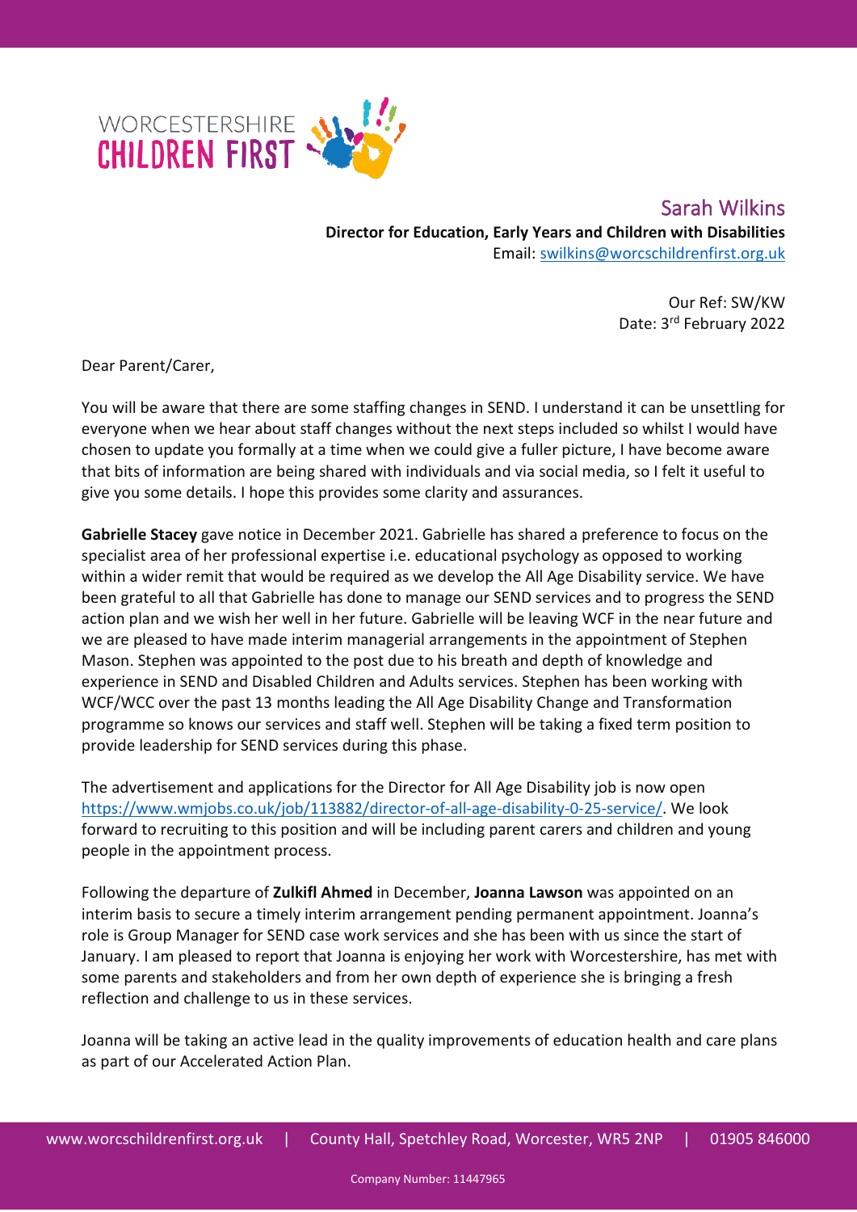WORCESTERSHIRE CHILDREN FIRST

Sarah Wilkins
**Director for Education, Early Years and Children with Disabilities**
Email: swilkins@worcschildrenfirst.org.uk

Our Ref: SW/KW
Date: 3rd February 2022

Dear Parent/Carer,

You will be aware that there are some staffing changes in SEND. I understand it can be unsettling for everyone when we hear about staff changes without the next steps included so whilst I would have chosen to update you formally at a time when we could give a fuller picture, I have become aware that bits of information are being shared with individuals and via social media, so I felt it useful to give you some details. I hope this provides some clarity and assurances.

**Gabrielle Stacey** gave notice in December 2021. Gabrielle has shared a preference to focus on the specialist area of her professional expertise i.e. educational psychology as opposed to working within a wider remit that would be required as we develop the All Age Disability service. We have been grateful to all that Gabrielle has done to manage our SEND services and to progress the SEND action plan and we wish her well in her future. Gabrielle will be leaving WCF in the near future and we are pleased to have made interim managerial arrangements in the appointment of Stephen Mason. Stephen was appointed to the post due to his breath and depth of knowledge and experience in SEND and Disabled Children and Adults services. Stephen has been working with WCF/WCC over the past 13 months leading the All Age Disability Change and Transformation programme so knows our services and staff well. Stephen will be taking a fixed term position to provide leadership for SEND services during this phase.

The advertisement and applications for the Director for All Age Disability job is now open https://www.wmjobs.co.uk/job/113882/director-of-all-age-disability-0-25-service/. We look forward to recruiting to this position and will be including parent carers and children and young people in the appointment process.

Following the departure of **Zulkifl Ahmed** in December, **Joanna Lawson** was appointed on an interim basis to secure a timely interim arrangement pending permanent appointment. Joanna's role is Group Manager for SEND case work services and she has been with us since the start of January. I am pleased to report that Joanna is enjoying her work with Worcestershire, has met with some parents and stakeholders and from her own depth of experience she is bringing a fresh reflection and challenge to us in these services.

Joanna will be taking an active lead in the quality improvements of education health and care plans as part of our Accelerated Action Plan.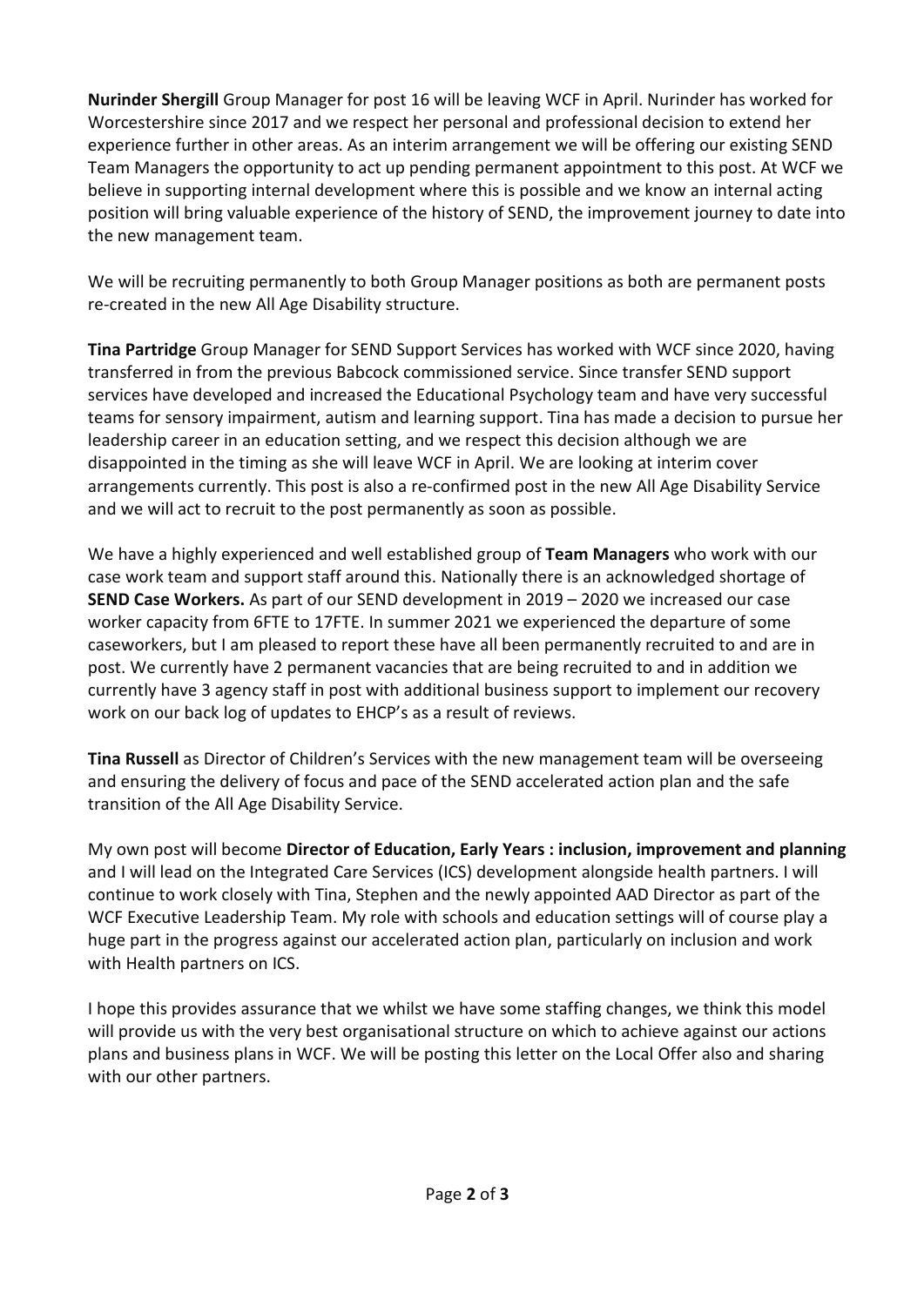**Nurinder Shergill** Group Manager for post 16 will be leaving WCF in April. Nurinder has worked for Worcestershire since 2017 and we respect her personal and professional decision to extend her experience further in other areas. As an interim arrangement we will be offering our existing SEND Team Managers the opportunity to act up pending permanent appointment to this post. At WCF we believe in supporting internal development where this is possible and we know an internal acting position will bring valuable experience of the history of SEND, the improvement journey to date into the new management team.

We will be recruiting permanently to both Group Manager positions as both are permanent posts re-created in the new All Age Disability structure.

**Tina Partridge** Group Manager for SEND Support Services has worked with WCF since 2020, having transferred in from the previous Babcock commissioned service. Since transfer SEND support services have developed and increased the Educational Psychology team and have very successful teams for sensory impairment, autism and learning support. Tina has made a decision to pursue her leadership career in an education setting, and we respect this decision although we are disappointed in the timing as she will leave WCF in April. We are looking at interim cover arrangements currently. This post is also a re-confirmed post in the new All Age Disability Service and we will act to recruit to the post permanently as soon as possible.

We have a highly experienced and well established group of **Team Managers** who work with our case work team and support staff around this. Nationally there is an acknowledged shortage of **SEND Case Workers.** As part of our SEND development in 2019 – 2020 we increased our case worker capacity from 6FTE to 17FTE. In summer 2021 we experienced the departure of some caseworkers, but I am pleased to report these have all been permanently recruited to and are in post. We currently have 2 permanent vacancies that are being recruited to and in addition we currently have 3 agency staff in post with additional business support to implement our recovery work on our back log of updates to EHCP's as a result of reviews.

**Tina Russell** as Director of Children's Services with the new management team will be overseeing and ensuring the delivery of focus and pace of the SEND accelerated action plan and the safe transition of the All Age Disability Service.

My own post will become **Director of Education, Early Years : inclusion, improvement and planning** and I will lead on the Integrated Care Services (ICS) development alongside health partners. I will continue to work closely with Tina, Stephen and the newly appointed AAD Director as part of the WCF Executive Leadership Team. My role with schools and education settings will of course play a huge part in the progress against our accelerated action plan, particularly on inclusion and work with Health partners on ICS.

I hope this provides assurance that we whilst we have some staffing changes, we think this model will provide us with the very best organisational structure on which to achieve against our actions plans and business plans in WCF. We will be posting this letter on the Local Offer also and sharing with our other partners.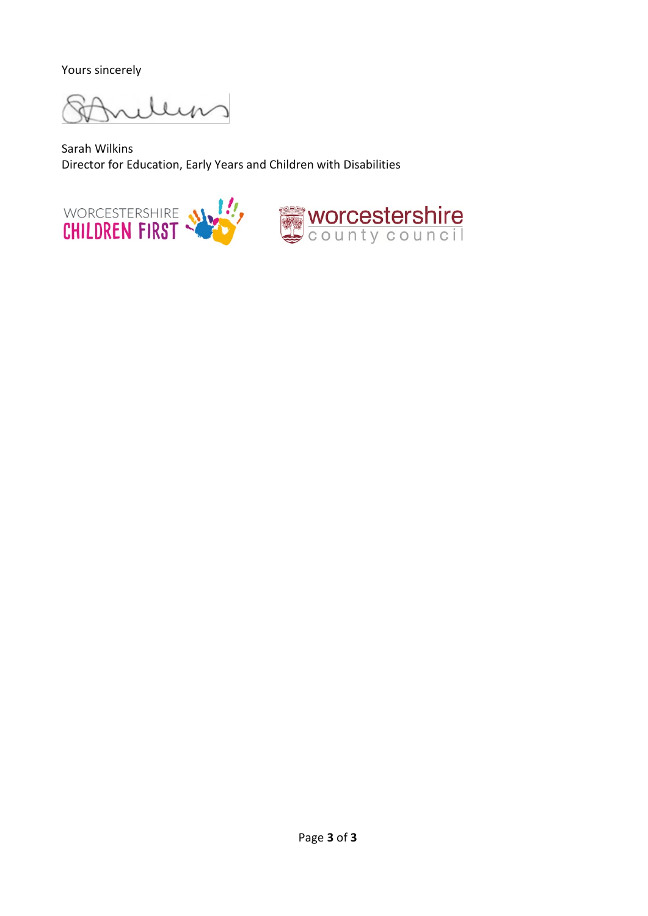Yours sincerely

Sarah Wilkins
Director for Education, Early Years and Children with Disabilities